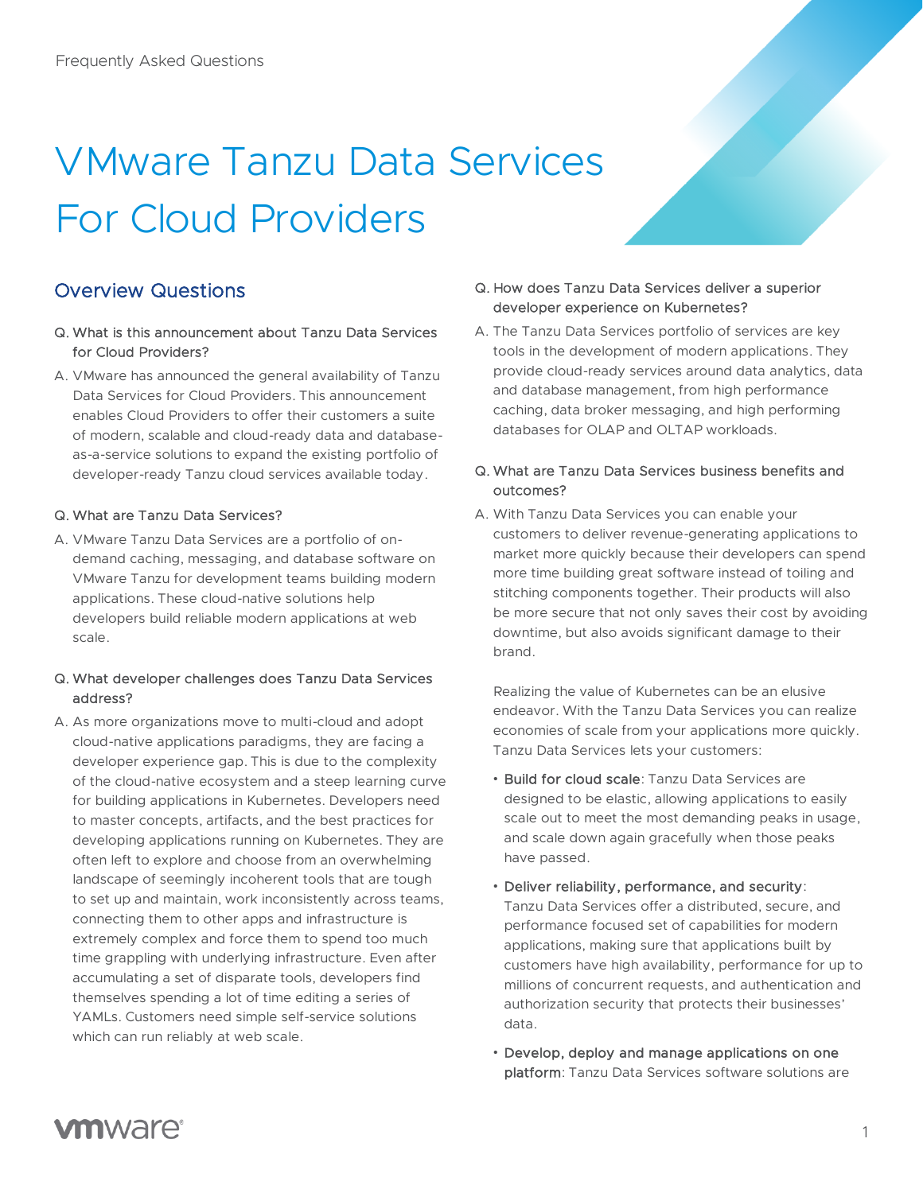Frequently Asked Questions

# VMware Tanzu Data Services For Cloud Providers

## Overview Questions

**Q. What is this announcement about Tanzu Data Services for Cloud Providers?**

A. VMware has announced the general availability of Tanzu Data Services for Cloud Providers. This announcement enables Cloud Providers to offer their customers a suite of modern, scalable and cloud-ready data and database-as-a-service solutions to expand the existing portfolio of developer-ready Tanzu cloud services available today.

**Q. What are Tanzu Data Services?**

A. VMware Tanzu Data Services are a portfolio of on-demand caching, messaging, and database software on VMware Tanzu for development teams building modern applications. These cloud-native solutions help developers build reliable modern applications at web scale.

**Q. What developer challenges does Tanzu Data Services address?**

A. As more organizations move to multi-cloud and adopt cloud-native applications paradigms, they are facing a developer experience gap. This is due to the complexity of the cloud-native ecosystem and a steep learning curve for building applications in Kubernetes. Developers need to master concepts, artifacts, and the best practices for developing applications running on Kubernetes. They are often left to explore and choose from an overwhelming landscape of seemingly incoherent tools that are tough to set up and maintain, work inconsistently across teams, connecting them to other apps and infrastructure is extremely complex and force them to spend too much time grappling with underlying infrastructure. Even after accumulating a set of disparate tools, developers find themselves spending a lot of time editing a series of YAMLs. Customers need simple self-service solutions which can run reliably at web scale.

**Q. How does Tanzu Data Services deliver a superior developer experience on Kubernetes?**

A. The Tanzu Data Services portfolio of services are key tools in the development of modern applications. They provide cloud-ready services around data analytics, data and database management, from high performance caching, data broker messaging, and high performing databases for OLAP and OLTAP workloads.

**Q. What are Tanzu Data Services business benefits and outcomes?**

A. With Tanzu Data Services you can enable your customers to deliver revenue-generating applications to market more quickly because their developers can spend more time building great software instead of toiling and stitching components together. Their products will also be more secure that not only saves their cost by avoiding downtime, but also avoids significant damage to their brand.

Realizing the value of Kubernetes can be an elusive endeavor. With the Tanzu Data Services you can realize economies of scale from your applications more quickly. Tanzu Data Services lets your customers:

- **Build for cloud scale**: Tanzu Data Services are designed to be elastic, allowing applications to easily scale out to meet the most demanding peaks in usage, and scale down again gracefully when those peaks have passed.
- **Deliver reliability, performance, and security**: Tanzu Data Services offer a distributed, secure, and performance focused set of capabilities for modern applications, making sure that applications built by customers have high availability, performance for up to millions of concurrent requests, and authentication and authorization security that protects their businesses' data.
- **Develop, deploy and manage applications on one platform**: Tanzu Data Services software solutions are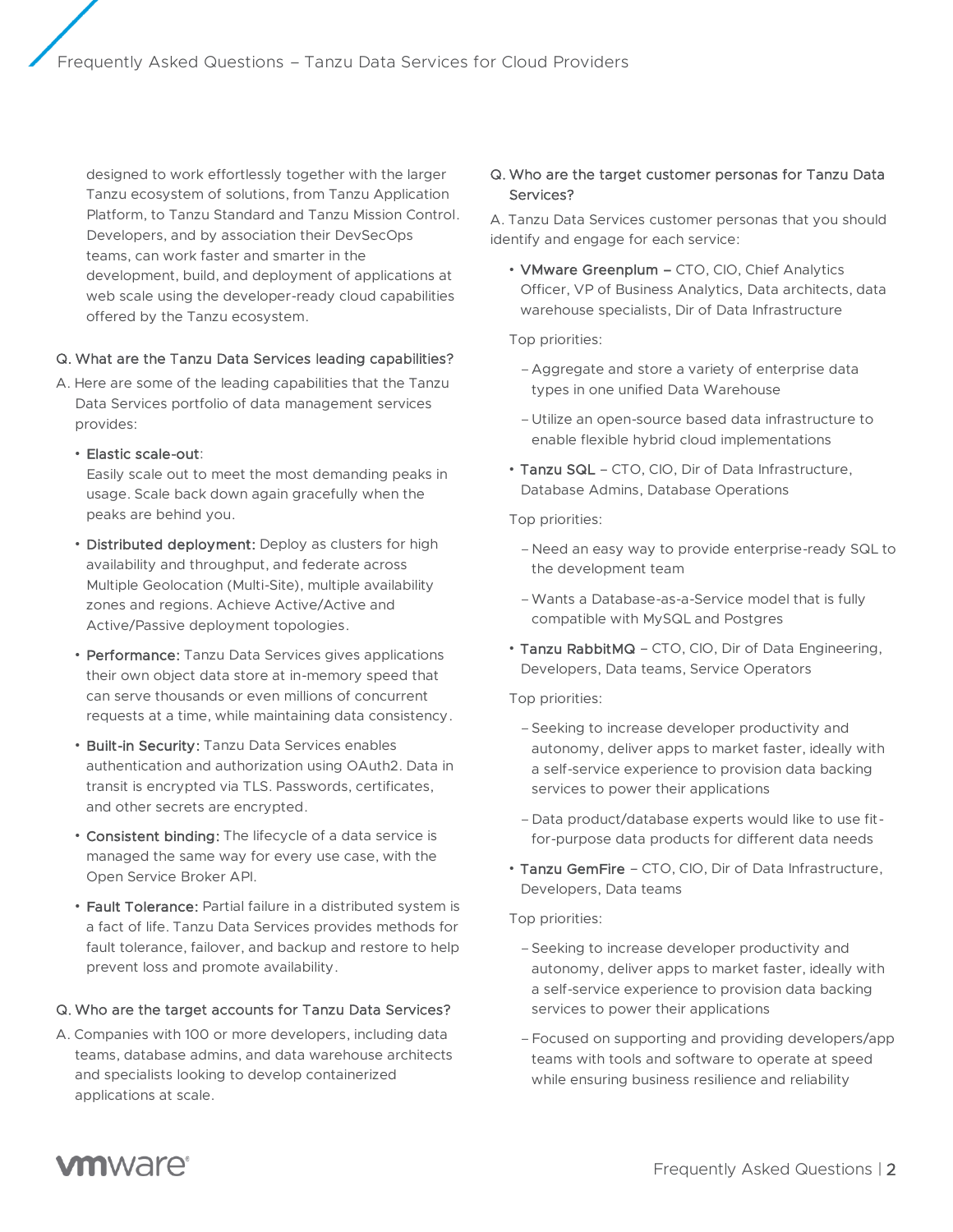designed to work effortlessly together with the larger Tanzu ecosystem of solutions, from Tanzu Application Platform, to Tanzu Standard and Tanzu Mission Control. Developers, and by association their DevSecOps teams, can work faster and smarter in the development, build, and deployment of applications at web scale using the developer-ready cloud capabilities offered by the Tanzu ecosystem.

**Q. What are the Tanzu Data Services leading capabilities?**

A. Here are some of the leading capabilities that the Tanzu Data Services portfolio of data management services provides:

- **Elastic scale-out**: Easily scale out to meet the most demanding peaks in usage. Scale back down again gracefully when the peaks are behind you.
- **Distributed deployment:** Deploy as clusters for high availability and throughput, and federate across Multiple Geolocation (Multi-Site), multiple availability zones and regions. Achieve Active/Active and Active/Passive deployment topologies.
- **Performance:** Tanzu Data Services gives applications their own object data store at in-memory speed that can serve thousands or even millions of concurrent requests at a time, while maintaining data consistency.
- **Built-in Security:** Tanzu Data Services enables authentication and authorization using OAuth2. Data in transit is encrypted via TLS. Passwords, certificates, and other secrets are encrypted.
- **Consistent binding:** The lifecycle of a data service is managed the same way for every use case, with the Open Service Broker API.
- **Fault Tolerance:** Partial failure in a distributed system is a fact of life. Tanzu Data Services provides methods for fault tolerance, failover, and backup and restore to help prevent loss and promote availability.

**Q. Who are the target accounts for Tanzu Data Services?**

A. Companies with 100 or more developers, including data teams, database admins, and data warehouse architects and specialists looking to develop containerized applications at scale.

**Q. Who are the target customer personas for Tanzu Data Services?**

A. Tanzu Data Services customer personas that you should identify and engage for each service:

- **VMware Greenplum –** CTO, CIO, Chief Analytics Officer, VP of Business Analytics, Data architects, data warehouse specialists, Dir of Data Infrastructure

  Top priorities:

  - Aggregate and store a variety of enterprise data types in one unified Data Warehouse
  - Utilize an open-source based data infrastructure to enable flexible hybrid cloud implementations

- **Tanzu SQL** – CTO, CIO, Dir of Data Infrastructure, Database Admins, Database Operations

  Top priorities:

  - Need an easy way to provide enterprise-ready SQL to the development team
  - Wants a Database-as-a-Service model that is fully compatible with MySQL and Postgres

- **Tanzu RabbitMQ** – CTO, CIO, Dir of Data Engineering, Developers, Data teams, Service Operators

  Top priorities:

  - Seeking to increase developer productivity and autonomy, deliver apps to market faster, ideally with a self-service experience to provision data backing services to power their applications
  - Data product/database experts would like to use fit-for-purpose data products for different data needs

- **Tanzu GemFire** – CTO, CIO, Dir of Data Infrastructure, Developers, Data teams

  Top priorities:

  - Seeking to increase developer productivity and autonomy, deliver apps to market faster, ideally with a self-service experience to provision data backing services to power their applications
  - Focused on supporting and providing developers/app teams with tools and software to operate at speed while ensuring business resilience and reliability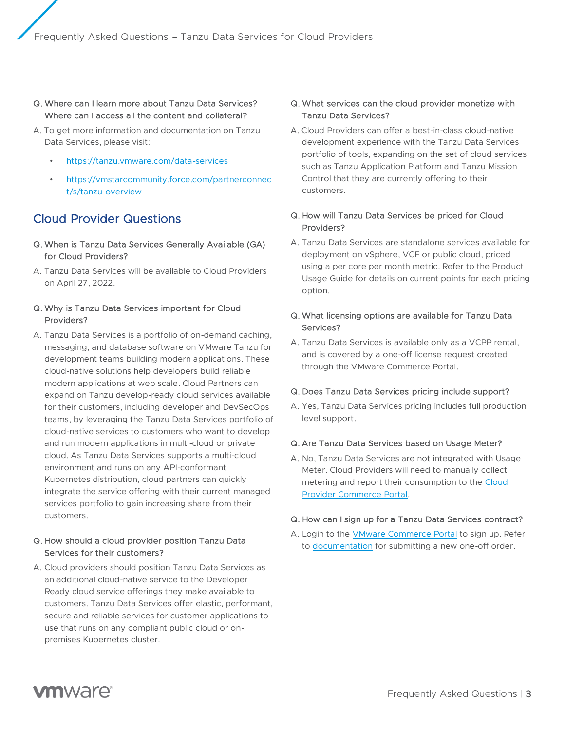Q. Where can I learn more about Tanzu Data Services? Where can I access all the content and collateral?

A. To get more information and documentation on Tanzu Data Services, please visit:

- https://tanzu.vmware.com/data-services
- https://vmstarcommunity.force.com/partnerconnect/s/tanzu-overview

## Cloud Provider Questions

Q. When is Tanzu Data Services Generally Available (GA) for Cloud Providers?

A. Tanzu Data Services will be available to Cloud Providers on April 27, 2022.

Q. Why is Tanzu Data Services important for Cloud Providers?

A. Tanzu Data Services is a portfolio of on-demand caching, messaging, and database software on VMware Tanzu for development teams building modern applications. These cloud-native solutions help developers build reliable modern applications at web scale. Cloud Partners can expand on Tanzu develop-ready cloud services available for their customers, including developer and DevSecOps teams, by leveraging the Tanzu Data Services portfolio of cloud-native services to customers who want to develop and run modern applications in multi-cloud or private cloud. As Tanzu Data Services supports a multi-cloud environment and runs on any API-conformant Kubernetes distribution, cloud partners can quickly integrate the service offering with their current managed services portfolio to gain increasing share from their customers.

Q. How should a cloud provider position Tanzu Data Services for their customers?

A. Cloud providers should position Tanzu Data Services as an additional cloud-native service to the Developer Ready cloud service offerings they make available to customers. Tanzu Data Services offer elastic, performant, secure and reliable services for customer applications to use that runs on any compliant public cloud or on-premises Kubernetes cluster.

Q. What services can the cloud provider monetize with Tanzu Data Services?

A. Cloud Providers can offer a best-in-class cloud-native development experience with the Tanzu Data Services portfolio of tools, expanding on the set of cloud services such as Tanzu Application Platform and Tanzu Mission Control that they are currently offering to their customers.

Q. How will Tanzu Data Services be priced for Cloud Providers?

A. Tanzu Data Services are standalone services available for deployment on vSphere, VCF or public cloud, priced using a per core per month metric. Refer to the Product Usage Guide for details on current points for each pricing option.

Q. What licensing options are available for Tanzu Data Services?

A. Tanzu Data Services is available only as a VCPP rental, and is covered by a one-off license request created through the VMware Commerce Portal.

Q. Does Tanzu Data Services pricing include support?

A. Yes, Tanzu Data Services pricing includes full production level support.

Q. Are Tanzu Data Services based on Usage Meter?

A. No, Tanzu Data Services are not integrated with Usage Meter. Cloud Providers will need to manually collect metering and report their consumption to the Cloud Provider Commerce Portal.

Q. How can I sign up for a Tanzu Data Services contract?

A. Login to the VMware Commerce Portal to sign up. Refer to documentation for submitting a new one-off order.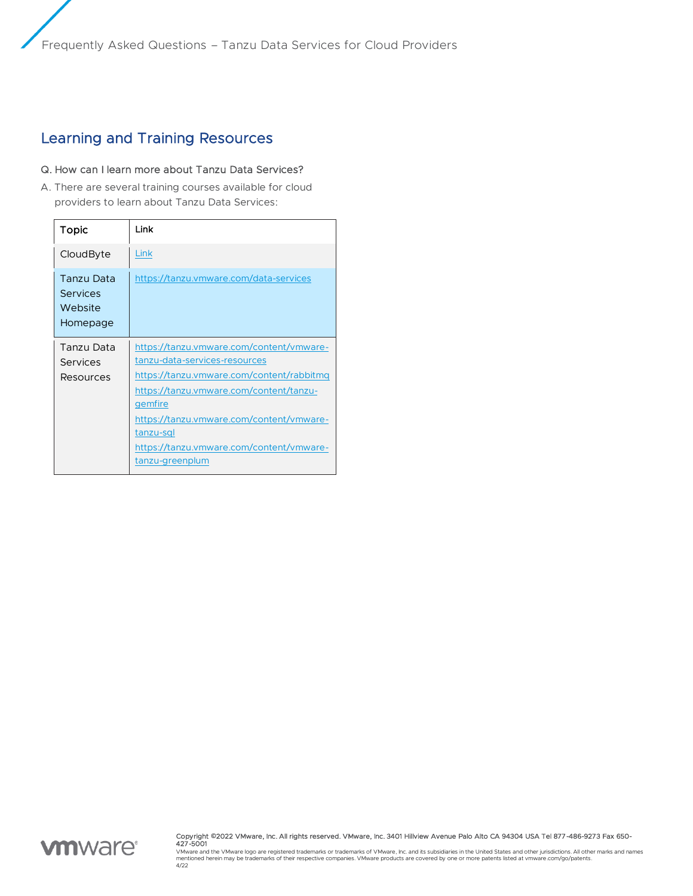## Learning and Training Resources

Q. How can I learn more about Tanzu Data Services?

A. There are several training courses available for cloud providers to learn about Tanzu Data Services:

| Topic | Link |
| --- | --- |
| CloudByte | [Link]() |
| Tanzu Data Services Website Homepage | https://tanzu.vmware.com/data-services |
| Tanzu Data Services Resources | https://tanzu.vmware.com/content/vmware-tanzu-data-services-resources<br>https://tanzu.vmware.com/content/rabbitmq<br>https://tanzu.vmware.com/content/tanzu-gemfire<br>https://tanzu.vmware.com/content/vmware-tanzu-sql<br>https://tanzu.vmware.com/content/vmware-tanzu-greenplum |

Copyright ©2022 VMware, Inc. All rights reserved. VMware, Inc. 3401 Hillview Avenue Palo Alto CA 94304 USA Tel 877-486-9273 Fax 650-427-5001
VMware and the VMware logo are registered trademarks or trademarks of VMware, Inc. and its subsidiaries in the United States and other jurisdictions. All other marks and names mentioned herein may be trademarks of their respective companies. VMware products are covered by one or more patents listed at vmware.com/go/patents.
4/22